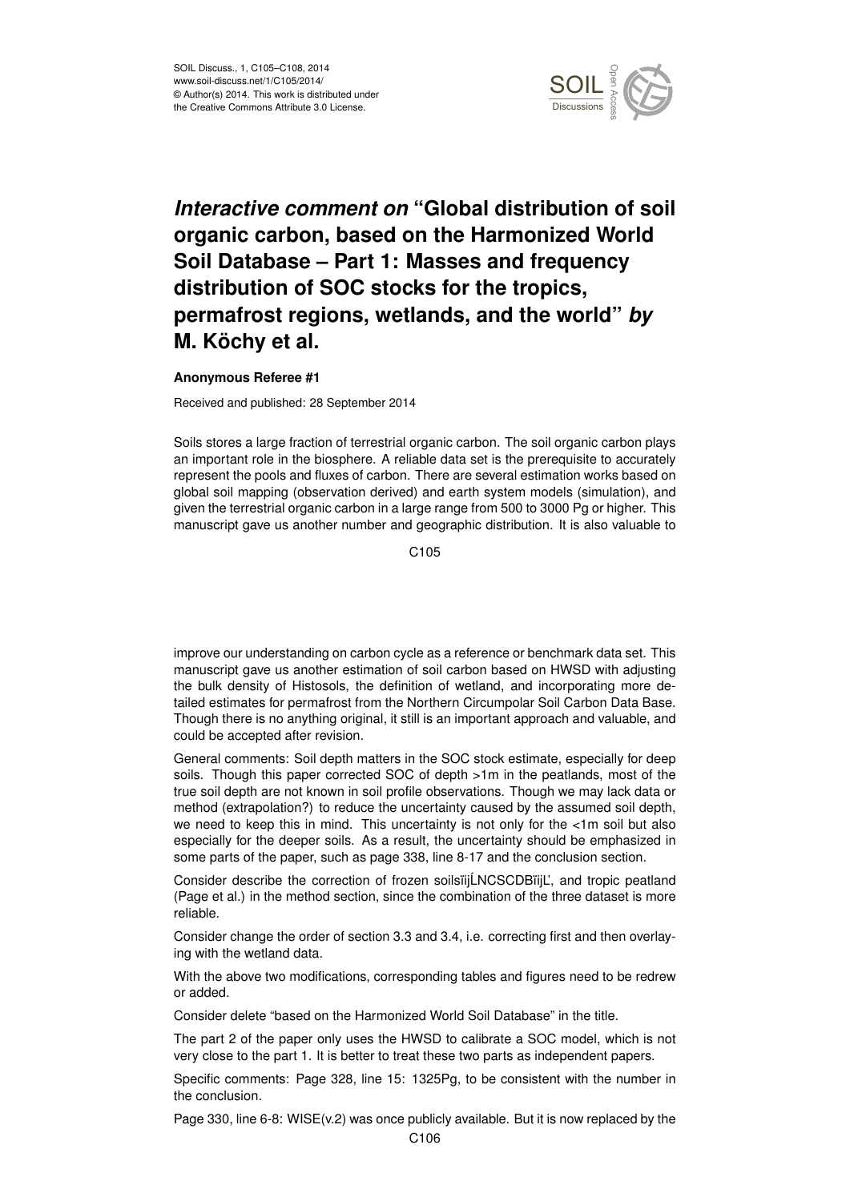# *Interactive comment on* "Global distribution of soil organic carbon, based on the Harmonized World Soil Database – Part 1: Masses and frequency distribution of SOC stocks for the tropics, permafrost regions, wetlands, and the world" *by* M. Köchy et al.

**Anonymous Referee #1**

Received and published: 28 September 2014

Soils stores a large fraction of terrestrial organic carbon. The soil organic carbon plays an important role in the biosphere. A reliable data set is the prerequisite to accurately represent the pools and fluxes of carbon. There are several estimation works based on global soil mapping (observation derived) and earth system models (simulation), and given the terrestrial organic carbon in a large range from 500 to 3000 Pg or higher. This manuscript gave us another number and geographic distribution. It is also valuable to improve our understanding on carbon cycle as a reference or benchmark data set. This manuscript gave us another estimation of soil carbon based on HWSD with adjusting the bulk density of Histosols, the definition of wetland, and incorporating more detailed estimates for permafrost from the Northern Circumpolar Soil Carbon Data Base. Though there is no anything original, it still is an important approach and valuable, and could be accepted after revision.

General comments: Soil depth matters in the SOC stock estimate, especially for deep soils. Though this paper corrected SOC of depth >1m in the peatlands, most of the true soil depth are not known in soil profile observations. Though we may lack data or method (extrapolation?) to reduce the uncertainty caused by the assumed soil depth, we need to keep this in mind. This uncertainty is not only for the <1m soil but also especially for the deeper soils. As a result, the uncertainty should be emphasized in some parts of the paper, such as page 338, line 8-17 and the conclusion section.

Consider describe the correction of frozen soilsïijĹNCSCDBïijĽ, and tropic peatland (Page et al.) in the method section, since the combination of the three dataset is more reliable.

Consider change the order of section 3.3 and 3.4, i.e. correcting first and then overlaying with the wetland data.

With the above two modifications, corresponding tables and figures need to be redrew or added.

Consider delete "based on the Harmonized World Soil Database" in the title.

The part 2 of the paper only uses the HWSD to calibrate a SOC model, which is not very close to the part 1. It is better to treat these two parts as independent papers.

Specific comments: Page 328, line 15: 1325Pg, to be consistent with the number in the conclusion.

Page 330, line 6-8: WISE(v.2) was once publicly available. But it is now replaced by the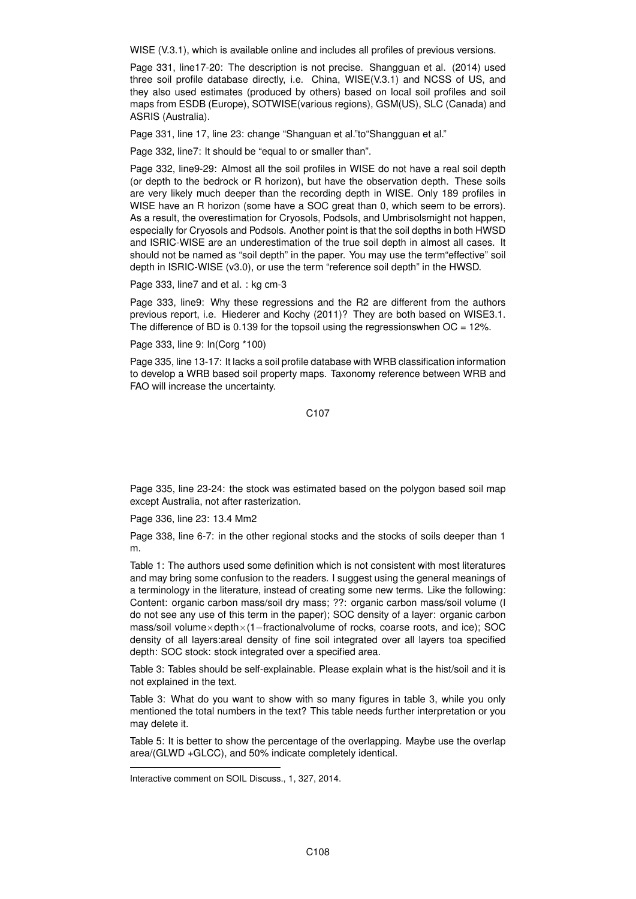WISE (V.3.1), which is available online and includes all profiles of previous versions.

Page 331, line17-20: The description is not precise. Shangguan et al. (2014) used three soil profile database directly, i.e. China, WISE(V.3.1) and NCSS of US, and they also used estimates (produced by others) based on local soil profiles and soil maps from ESDB (Europe), SOTWISE(various regions), GSM(US), SLC (Canada) and ASRIS (Australia).

Page 331, line 17, line 23: change "Shanguan et al."to"Shangguan et al."

Page 332, line7: It should be "equal to or smaller than".

Page 332, line9-29: Almost all the soil profiles in WISE do not have a real soil depth (or depth to the bedrock or R horizon), but have the observation depth. These soils are very likely much deeper than the recording depth in WISE. Only 189 profiles in WISE have an R horizon (some have a SOC great than 0, which seem to be errors). As a result, the overestimation for Cryosols, Podsols, and Umbrisolsmight not happen, especially for Cryosols and Podsols. Another point is that the soil depths in both HWSD and ISRIC-WISE are an underestimation of the true soil depth in almost all cases. It should not be named as "soil depth" in the paper. You may use the term"effective" soil depth in ISRIC-WISE (v3.0), or use the term "reference soil depth" in the HWSD.

Page 333, line7 and et al. : kg $cm^{-3}$

Page 333, line9: Why these regressions and the R2 are different from the authors previous report, i.e. Hiederer and Kochy (2011)? They are both based on WISE3.1. The difference of BD is 0.139 for the topsoil using the regressionswhen OC = 12%.

Page 333, line 9: ln(Corg *100)

Page 335, line 13-17: It lacks a soil profile database with WRB classification information to develop a WRB based soil property maps. Taxonomy reference between WRB and FAO will increase the uncertainty.

Page 335, line 23-24: the stock was estimated based on the polygon based soil map except Australia, not after rasterization.

Page 336, line 23: 13.4 $Mm^2$

Page 338, line 6-7: in the other regional stocks and the stocks of soils deeper than 1 m.

Table 1: The authors used some definition which is not consistent with most literatures and may bring some confusion to the readers. I suggest using the general meanings of a terminology in the literature, instead of creating some new terms. Like the following: Content: organic carbon mass/soil dry mass; ??: organic carbon mass/soil volume (I do not see any use of this term in the paper); SOC density of a layer: organic carbon mass/soil volume$\times$depth$\times$(1$-$fractionalvolume of rocks, coarse roots, and ice); SOC density of all layers:areal density of fine soil integrated over all layers toa specified depth: SOC stock: stock integrated over a specified area.

Table 3: Tables should be self-explainable. Please explain what is the hist/soil and it is not explained in the text.

Table 3: What do you want to show with so many figures in table 3, while you only mentioned the total numbers in the text? This table needs further interpretation or you may delete it.

Table 5: It is better to show the percentage of the overlapping. Maybe use the overlap area/(GLWD +GLCC), and 50% indicate completely identical.

---

Interactive comment on SOIL Discuss., 1, 327, 2014.